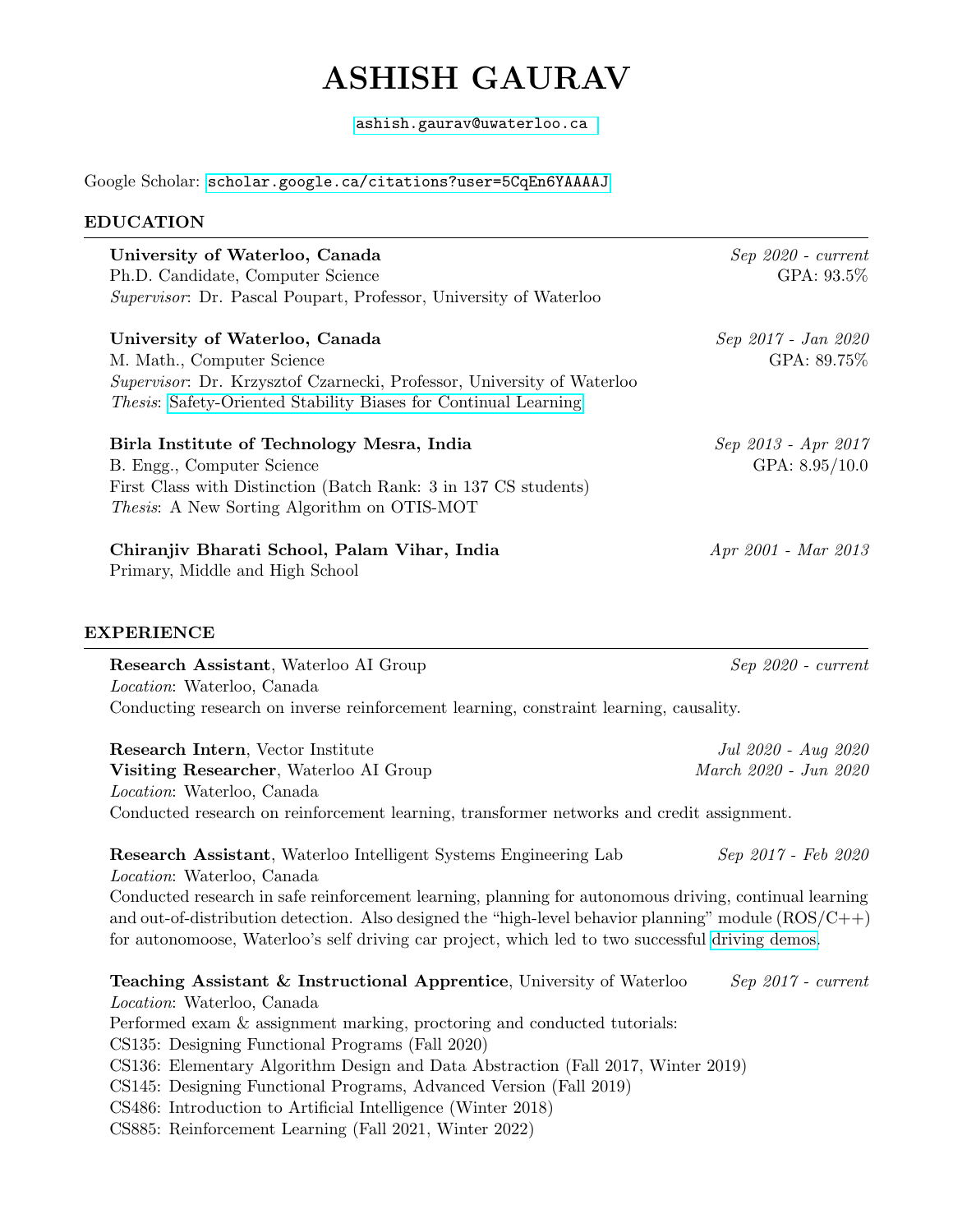# ASHISH GAURAV

ashish.gaurav@uwaterloo.ca

Google Scholar: scholar.google.ca/citations?user=5CqEn6YAAAAJ

## EDUCATION

**University of Waterloo, Canada** — *Sep 2020 - current*
Ph.D. Candidate, Computer Science — GPA: 93.5%
*Supervisor*: Dr. Pascal Poupart, Professor, University of Waterloo

**University of Waterloo, Canada** — *Sep 2017 - Jan 2020*
M. Math., Computer Science — GPA: 89.75%
*Supervisor*: Dr. Krzysztof Czarnecki, Professor, University of Waterloo
*Thesis*: Safety-Oriented Stability Biases for Continual Learning

**Birla Institute of Technology Mesra, India** — *Sep 2013 - Apr 2017*
B. Engg., Computer Science — GPA: 8.95/10.0
First Class with Distinction (Batch Rank: 3 in 137 CS students)
*Thesis*: A New Sorting Algorithm on OTIS-MOT

**Chiranjiv Bharati School, Palam Vihar, India** — *Apr 2001 - Mar 2013*
Primary, Middle and High School

## EXPERIENCE

**Research Assistant**, Waterloo AI Group — *Sep 2020 - current*
*Location*: Waterloo, Canada
Conducting research on inverse reinforcement learning, constraint learning, causality.

**Research Intern**, Vector Institute — *Jul 2020 - Aug 2020*
**Visiting Researcher**, Waterloo AI Group — *March 2020 - Jun 2020*
*Location*: Waterloo, Canada
Conducted research on reinforcement learning, transformer networks and credit assignment.

**Research Assistant**, Waterloo Intelligent Systems Engineering Lab — *Sep 2017 - Feb 2020*
*Location*: Waterloo, Canada
Conducted research in safe reinforcement learning, planning for autonomous driving, continual learning and out-of-distribution detection. Also designed the "high-level behavior planning" module (ROS/C++) for autonomoose, Waterloo's self driving car project, which led to two successful driving demos.

**Teaching Assistant & Instructional Apprentice**, University of Waterloo — *Sep 2017 - current*
*Location*: Waterloo, Canada
Performed exam & assignment marking, proctoring and conducted tutorials:
CS135: Designing Functional Programs (Fall 2020)
CS136: Elementary Algorithm Design and Data Abstraction (Fall 2017, Winter 2019)
CS145: Designing Functional Programs, Advanced Version (Fall 2019)
CS486: Introduction to Artificial Intelligence (Winter 2018)
CS885: Reinforcement Learning (Fall 2021, Winter 2022)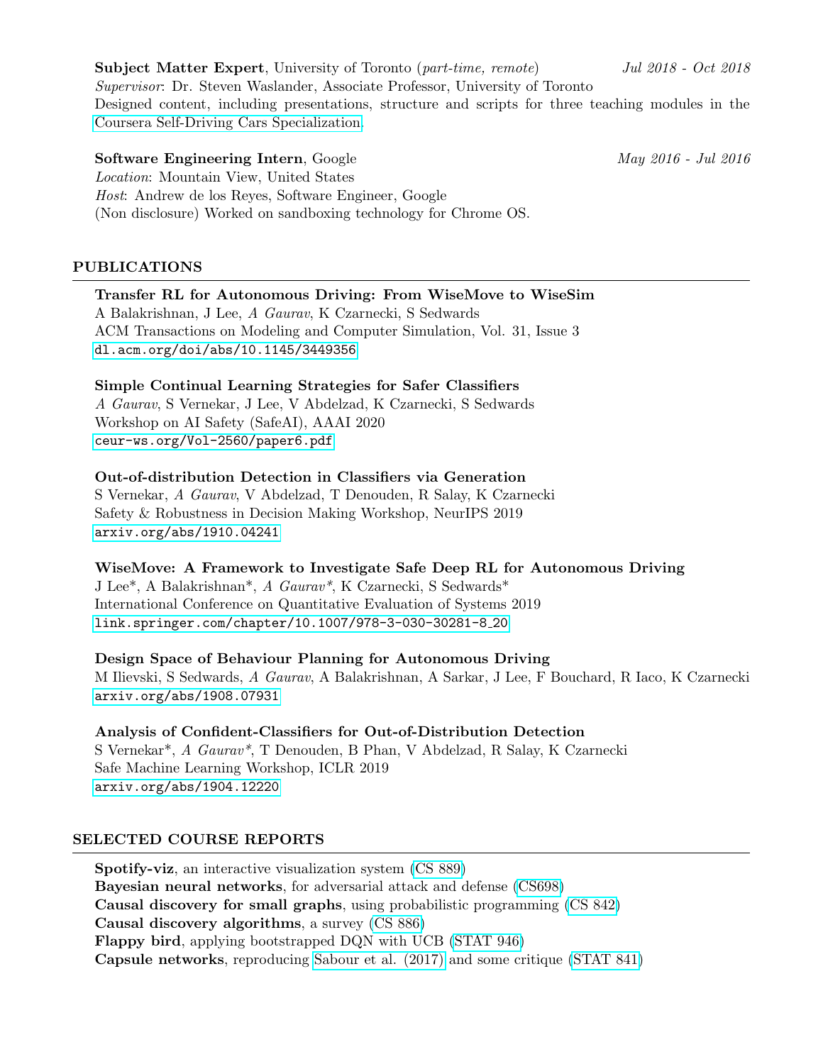**Subject Matter Expert**, University of Toronto (*part-time, remote*) *Jul 2018 - Oct 2018*
*Supervisor*: Dr. Steven Waslander, Associate Professor, University of Toronto
Designed content, including presentations, structure and scripts for three teaching modules in the Coursera Self-Driving Cars Specialization.

**Software Engineering Intern**, Google *May 2016 - Jul 2016*
*Location*: Mountain View, United States
*Host*: Andrew de los Reyes, Software Engineer, Google
(Non disclosure) Worked on sandboxing technology for Chrome OS.

## PUBLICATIONS

**Transfer RL for Autonomous Driving: From WiseMove to WiseSim**
A Balakrishnan, J Lee, *A Gaurav*, K Czarnecki, S Sedwards
ACM Transactions on Modeling and Computer Simulation, Vol. 31, Issue 3
`dl.acm.org/doi/abs/10.1145/3449356`

**Simple Continual Learning Strategies for Safer Classifiers**
*A Gaurav*, S Vernekar, J Lee, V Abdelzad, K Czarnecki, S Sedwards
Workshop on AI Safety (SafeAI), AAAI 2020
`ceur-ws.org/Vol-2560/paper6.pdf`

**Out-of-distribution Detection in Classifiers via Generation**
S Vernekar, *A Gaurav*, V Abdelzad, T Denouden, R Salay, K Czarnecki
Safety & Robustness in Decision Making Workshop, NeurIPS 2019
`arxiv.org/abs/1910.04241`

**WiseMove: A Framework to Investigate Safe Deep RL for Autonomous Driving**
J Lee*, A Balakrishnan*, *A Gaurav**, K Czarnecki, S Sedwards*
International Conference on Quantitative Evaluation of Systems 2019
`link.springer.com/chapter/10.1007/978-3-030-30281-8_20`

**Design Space of Behaviour Planning for Autonomous Driving**
M Ilievski, S Sedwards, *A Gaurav*, A Balakrishnan, A Sarkar, J Lee, F Bouchard, R Iaco, K Czarnecki
`arxiv.org/abs/1908.07931`

**Analysis of Confident-Classifiers for Out-of-Distribution Detection**
S Vernekar*, *A Gaurav**, T Denouden, B Phan, V Abdelzad, R Salay, K Czarnecki
Safe Machine Learning Workshop, ICLR 2019
`arxiv.org/abs/1904.12220`

## SELECTED COURSE REPORTS

**Spotify-viz**, an interactive visualization system (CS 889)
**Bayesian neural networks**, for adversarial attack and defense (CS698)
**Causal discovery for small graphs**, using probabilistic programming (CS 842)
**Causal discovery algorithms**, a survey (CS 886)
**Flappy bird**, applying bootstrapped DQN with UCB (STAT 946)
**Capsule networks**, reproducing Sabour et al. (2017) and some critique (STAT 841)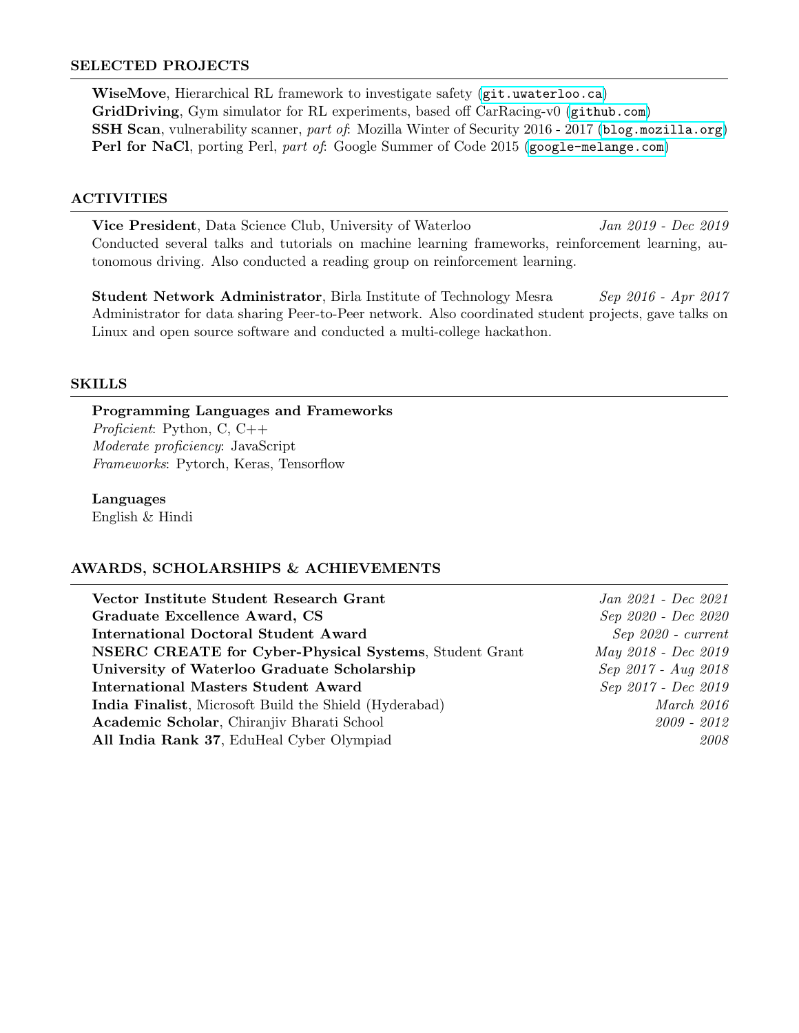## SELECTED PROJECTS

**WiseMove**, Hierarchical RL framework to investigate safety (git.uwaterloo.ca)
**GridDriving**, Gym simulator for RL experiments, based off CarRacing-v0 (github.com)
**SSH Scan**, vulnerability scanner, *part of*: Mozilla Winter of Security 2016 - 2017 (blog.mozilla.org)
**Perl for NaCl**, porting Perl, *part of*: Google Summer of Code 2015 (google-melange.com)

## ACTIVITIES

**Vice President**, Data Science Club, University of Waterloo *Jan 2019 - Dec 2019*
Conducted several talks and tutorials on machine learning frameworks, reinforcement learning, autonomous driving. Also conducted a reading group on reinforcement learning.

**Student Network Administrator**, Birla Institute of Technology Mesra *Sep 2016 - Apr 2017*
Administrator for data sharing Peer-to-Peer network. Also coordinated student projects, gave talks on Linux and open source software and conducted a multi-college hackathon.

## SKILLS

**Programming Languages and Frameworks**
*Proficient*: Python, C, C++
*Moderate proficiency*: JavaScript
*Frameworks*: Pytorch, Keras, Tensorflow

**Languages**
English & Hindi

## AWARDS, SCHOLARSHIPS & ACHIEVEMENTS

| | |
|---|---|
| **Vector Institute Student Research Grant** | *Jan 2021 - Dec 2021* |
| **Graduate Excellence Award, CS** | *Sep 2020 - Dec 2020* |
| **International Doctoral Student Award** | *Sep 2020 - current* |
| **NSERC CREATE for Cyber-Physical Systems**, Student Grant | *May 2018 - Dec 2019* |
| **University of Waterloo Graduate Scholarship** | *Sep 2017 - Aug 2018* |
| **International Masters Student Award** | *Sep 2017 - Dec 2019* |
| **India Finalist**, Microsoft Build the Shield (Hyderabad) | *March 2016* |
| **Academic Scholar**, Chiranjiv Bharati School | *2009 - 2012* |
| **All India Rank 37**, EduHeal Cyber Olympiad | *2008* |